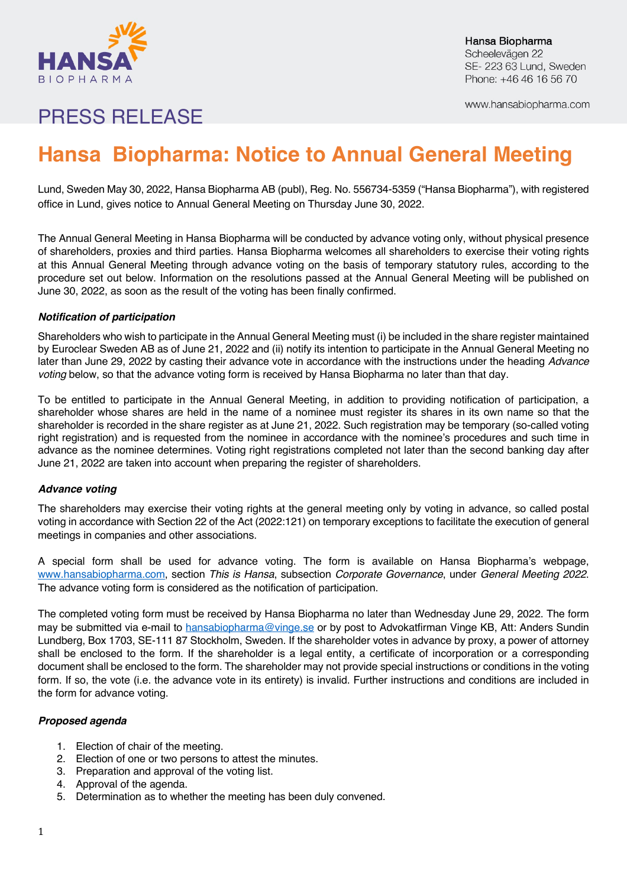Hansa Biopharma
Scheelevägen 22
SE- 223 63 Lund, Sweden
Phone: +46 46 16 56 70

www.hansabiopharma.com

PRESS RELEASE

# Hansa Biopharma: Notice to Annual General Meeting

Lund, Sweden May 30, 2022, Hansa Biopharma AB (publ), Reg. No. 556734-5359 ("Hansa Biopharma"), with registered office in Lund, gives notice to Annual General Meeting on Thursday June 30, 2022.

The Annual General Meeting in Hansa Biopharma will be conducted by advance voting only, without physical presence of shareholders, proxies and third parties. Hansa Biopharma welcomes all shareholders to exercise their voting rights at this Annual General Meeting through advance voting on the basis of temporary statutory rules, according to the procedure set out below. Information on the resolutions passed at the Annual General Meeting will be published on June 30, 2022, as soon as the result of the voting has been finally confirmed.

### *Notification of participation*

Shareholders who wish to participate in the Annual General Meeting must (i) be included in the share register maintained by Euroclear Sweden AB as of June 21, 2022 and (ii) notify its intention to participate in the Annual General Meeting no later than June 29, 2022 by casting their advance vote in accordance with the instructions under the heading *Advance voting* below, so that the advance voting form is received by Hansa Biopharma no later than that day.

To be entitled to participate in the Annual General Meeting, in addition to providing notification of participation, a shareholder whose shares are held in the name of a nominee must register its shares in its own name so that the shareholder is recorded in the share register as at June 21, 2022. Such registration may be temporary (so-called voting right registration) and is requested from the nominee in accordance with the nominee's procedures and such time in advance as the nominee determines. Voting right registrations completed not later than the second banking day after June 21, 2022 are taken into account when preparing the register of shareholders.

### *Advance voting*

The shareholders may exercise their voting rights at the general meeting only by voting in advance, so called postal voting in accordance with Section 22 of the Act (2022:121) on temporary exceptions to facilitate the execution of general meetings in companies and other associations.

A special form shall be used for advance voting. The form is available on Hansa Biopharma's webpage, www.hansabiopharma.com, section *This is Hansa*, subsection *Corporate Governance*, under *General Meeting 2022*. The advance voting form is considered as the notification of participation.

The completed voting form must be received by Hansa Biopharma no later than Wednesday June 29, 2022. The form may be submitted via e-mail to hansabiopharma@vinge.se or by post to Advokatfirman Vinge KB, Att: Anders Sundin Lundberg, Box 1703, SE-111 87 Stockholm, Sweden. If the shareholder votes in advance by proxy, a power of attorney shall be enclosed to the form. If the shareholder is a legal entity, a certificate of incorporation or a corresponding document shall be enclosed to the form. The shareholder may not provide special instructions or conditions in the voting form. If so, the vote (i.e. the advance vote in its entirety) is invalid. Further instructions and conditions are included in the form for advance voting.

### *Proposed agenda*

1. Election of chair of the meeting.
2. Election of one or two persons to attest the minutes.
3. Preparation and approval of the voting list.
4. Approval of the agenda.
5. Determination as to whether the meeting has been duly convened.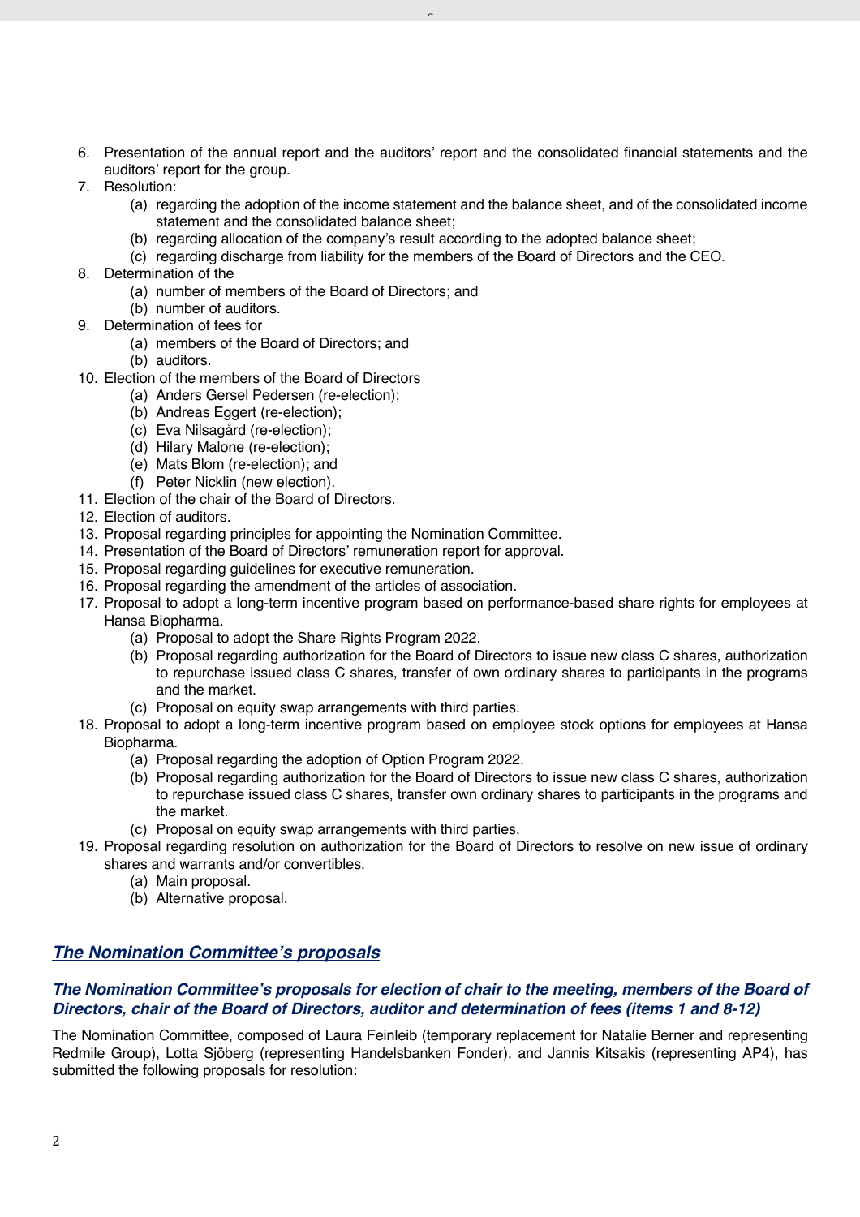6. Presentation of the annual report and the auditors' report and the consolidated financial statements and the auditors' report for the group.
7. Resolution:
    (a) regarding the adoption of the income statement and the balance sheet, and of the consolidated income statement and the consolidated balance sheet;
    (b) regarding allocation of the company's result according to the adopted balance sheet;
    (c) regarding discharge from liability for the members of the Board of Directors and the CEO.
8. Determination of the
    (a) number of members of the Board of Directors; and
    (b) number of auditors.
9. Determination of fees for
    (a) members of the Board of Directors; and
    (b) auditors.
10. Election of the members of the Board of Directors
    (a) Anders Gersel Pedersen (re-election);
    (b) Andreas Eggert (re-election);
    (c) Eva Nilsagård (re-election);
    (d) Hilary Malone (re-election);
    (e) Mats Blom (re-election); and
    (f) Peter Nicklin (new election).
11. Election of the chair of the Board of Directors.
12. Election of auditors.
13. Proposal regarding principles for appointing the Nomination Committee.
14. Presentation of the Board of Directors' remuneration report for approval.
15. Proposal regarding guidelines for executive remuneration.
16. Proposal regarding the amendment of the articles of association.
17. Proposal to adopt a long-term incentive program based on performance-based share rights for employees at Hansa Biopharma.
    (a) Proposal to adopt the Share Rights Program 2022.
    (b) Proposal regarding authorization for the Board of Directors to issue new class C shares, authorization to repurchase issued class C shares, transfer of own ordinary shares to participants in the programs and the market.
    (c) Proposal on equity swap arrangements with third parties.
18. Proposal to adopt a long-term incentive program based on employee stock options for employees at Hansa Biopharma.
    (a) Proposal regarding the adoption of Option Program 2022.
    (b) Proposal regarding authorization for the Board of Directors to issue new class C shares, authorization to repurchase issued class C shares, transfer own ordinary shares to participants in the programs and the market.
    (c) Proposal on equity swap arrangements with third parties.
19. Proposal regarding resolution on authorization for the Board of Directors to resolve on new issue of ordinary shares and warrants and/or convertibles.
    (a) Main proposal.
    (b) Alternative proposal.

## *The Nomination Committee's proposals*

### *The Nomination Committee's proposals for election of chair to the meeting, members of the Board of Directors, chair of the Board of Directors, auditor and determination of fees (items 1 and 8-12)*

The Nomination Committee, composed of Laura Feinleib (temporary replacement for Natalie Berner and representing Redmile Group), Lotta Sjöberg (representing Handelsbanken Fonder), and Jannis Kitsakis (representing AP4), has submitted the following proposals for resolution: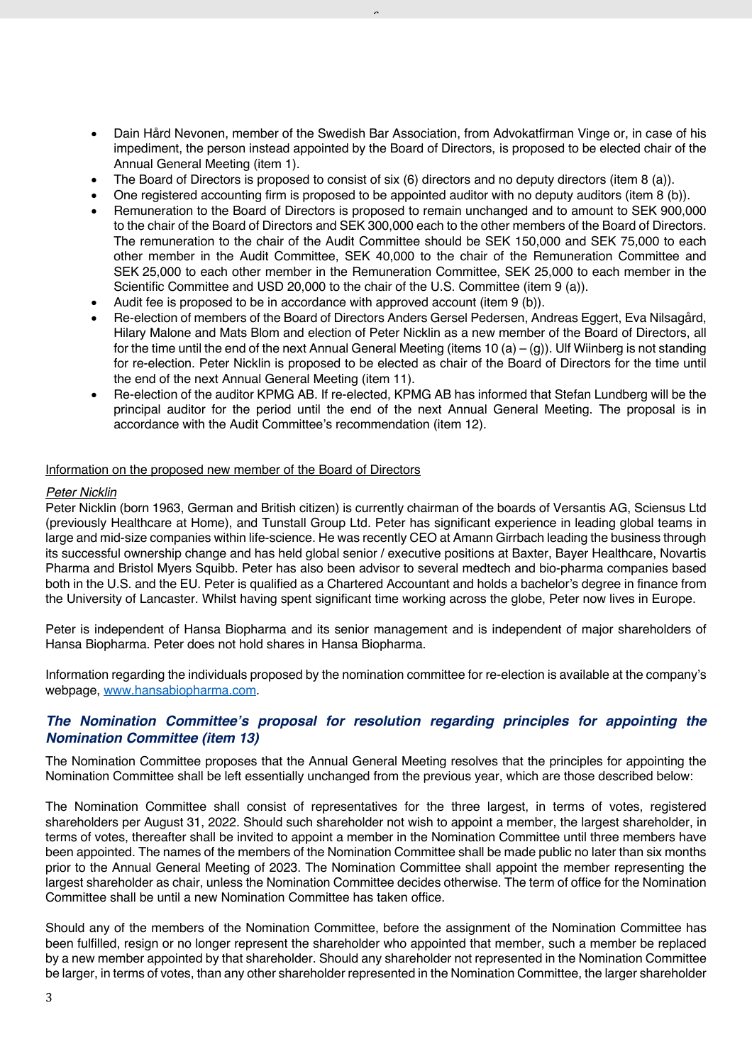- Dain Hård Nevonen, member of the Swedish Bar Association, from Advokatfirman Vinge or, in case of his impediment, the person instead appointed by the Board of Directors, is proposed to be elected chair of the Annual General Meeting (item 1).
- The Board of Directors is proposed to consist of six (6) directors and no deputy directors (item 8 (a)).
- One registered accounting firm is proposed to be appointed auditor with no deputy auditors (item 8 (b)).
- Remuneration to the Board of Directors is proposed to remain unchanged and to amount to SEK 900,000 to the chair of the Board of Directors and SEK 300,000 each to the other members of the Board of Directors. The remuneration to the chair of the Audit Committee should be SEK 150,000 and SEK 75,000 to each other member in the Audit Committee, SEK 40,000 to the chair of the Remuneration Committee and SEK 25,000 to each other member in the Remuneration Committee, SEK 25,000 to each member in the Scientific Committee and USD 20,000 to the chair of the U.S. Committee (item 9 (a)).
- Audit fee is proposed to be in accordance with approved account (item 9 (b)).
- Re-election of members of the Board of Directors Anders Gersel Pedersen, Andreas Eggert, Eva Nilsagård, Hilary Malone and Mats Blom and election of Peter Nicklin as a new member of the Board of Directors, all for the time until the end of the next Annual General Meeting (items 10 (a) – (g)). Ulf Wiinberg is not standing for re-election. Peter Nicklin is proposed to be elected as chair of the Board of Directors for the time until the end of the next Annual General Meeting (item 11).
- Re-election of the auditor KPMG AB. If re-elected, KPMG AB has informed that Stefan Lundberg will be the principal auditor for the period until the end of the next Annual General Meeting. The proposal is in accordance with the Audit Committee's recommendation (item 12).

Information on the proposed new member of the Board of Directors

*Peter Nicklin*

Peter Nicklin (born 1963, German and British citizen) is currently chairman of the boards of Versantis AG, Sciensus Ltd (previously Healthcare at Home), and Tunstall Group Ltd. Peter has significant experience in leading global teams in large and mid-size companies within life-science. He was recently CEO at Amann Girrbach leading the business through its successful ownership change and has held global senior / executive positions at Baxter, Bayer Healthcare, Novartis Pharma and Bristol Myers Squibb. Peter has also been advisor to several medtech and bio-pharma companies based both in the U.S. and the EU. Peter is qualified as a Chartered Accountant and holds a bachelor's degree in finance from the University of Lancaster. Whilst having spent significant time working across the globe, Peter now lives in Europe.

Peter is independent of Hansa Biopharma and its senior management and is independent of major shareholders of Hansa Biopharma. Peter does not hold shares in Hansa Biopharma.

Information regarding the individuals proposed by the nomination committee for re-election is available at the company's webpage, www.hansabiopharma.com.

### *The Nomination Committee's proposal for resolution regarding principles for appointing the Nomination Committee (item 13)*

The Nomination Committee proposes that the Annual General Meeting resolves that the principles for appointing the Nomination Committee shall be left essentially unchanged from the previous year, which are those described below:

The Nomination Committee shall consist of representatives for the three largest, in terms of votes, registered shareholders per August 31, 2022. Should such shareholder not wish to appoint a member, the largest shareholder, in terms of votes, thereafter shall be invited to appoint a member in the Nomination Committee until three members have been appointed. The names of the members of the Nomination Committee shall be made public no later than six months prior to the Annual General Meeting of 2023. The Nomination Committee shall appoint the member representing the largest shareholder as chair, unless the Nomination Committee decides otherwise. The term of office for the Nomination Committee shall be until a new Nomination Committee has taken office.

Should any of the members of the Nomination Committee, before the assignment of the Nomination Committee has been fulfilled, resign or no longer represent the shareholder who appointed that member, such a member be replaced by a new member appointed by that shareholder. Should any shareholder not represented in the Nomination Committee be larger, in terms of votes, than any other shareholder represented in the Nomination Committee, the larger shareholder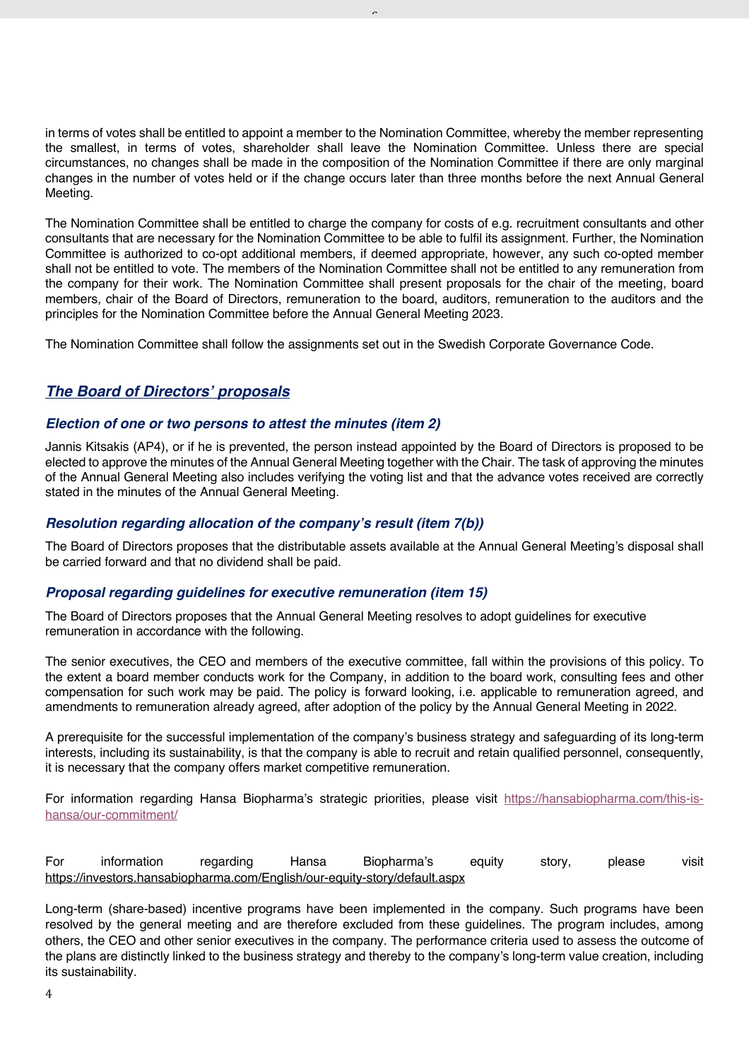in terms of votes shall be entitled to appoint a member to the Nomination Committee, whereby the member representing the smallest, in terms of votes, shareholder shall leave the Nomination Committee. Unless there are special circumstances, no changes shall be made in the composition of the Nomination Committee if there are only marginal changes in the number of votes held or if the change occurs later than three months before the next Annual General Meeting.

The Nomination Committee shall be entitled to charge the company for costs of e.g. recruitment consultants and other consultants that are necessary for the Nomination Committee to be able to fulfil its assignment. Further, the Nomination Committee is authorized to co-opt additional members, if deemed appropriate, however, any such co-opted member shall not be entitled to vote. The members of the Nomination Committee shall not be entitled to any remuneration from the company for their work. The Nomination Committee shall present proposals for the chair of the meeting, board members, chair of the Board of Directors, remuneration to the board, auditors, remuneration to the auditors and the principles for the Nomination Committee before the Annual General Meeting 2023.

The Nomination Committee shall follow the assignments set out in the Swedish Corporate Governance Code.

## ***The Board of Directors' proposals***

### *Election of one or two persons to attest the minutes (item 2)*

Jannis Kitsakis (AP4), or if he is prevented, the person instead appointed by the Board of Directors is proposed to be elected to approve the minutes of the Annual General Meeting together with the Chair. The task of approving the minutes of the Annual General Meeting also includes verifying the voting list and that the advance votes received are correctly stated in the minutes of the Annual General Meeting.

### *Resolution regarding allocation of the company's result (item 7(b))*

The Board of Directors proposes that the distributable assets available at the Annual General Meeting's disposal shall be carried forward and that no dividend shall be paid.

### *Proposal regarding guidelines for executive remuneration (item 15)*

The Board of Directors proposes that the Annual General Meeting resolves to adopt guidelines for executive remuneration in accordance with the following.

The senior executives, the CEO and members of the executive committee, fall within the provisions of this policy. To the extent a board member conducts work for the Company, in addition to the board work, consulting fees and other compensation for such work may be paid. The policy is forward looking, i.e. applicable to remuneration agreed, and amendments to remuneration already agreed, after adoption of the policy by the Annual General Meeting in 2022.

A prerequisite for the successful implementation of the company's business strategy and safeguarding of its long-term interests, including its sustainability, is that the company is able to recruit and retain qualified personnel, consequently, it is necessary that the company offers market competitive remuneration.

For information regarding Hansa Biopharma's strategic priorities, please visit https://hansabiopharma.com/this-is-hansa/our-commitment/

For information regarding Hansa Biopharma's equity story, please visit https://investors.hansabiopharma.com/English/our-equity-story/default.aspx

Long-term (share-based) incentive programs have been implemented in the company. Such programs have been resolved by the general meeting and are therefore excluded from these guidelines. The program includes, among others, the CEO and other senior executives in the company. The performance criteria used to assess the outcome of the plans are distinctly linked to the business strategy and thereby to the company's long-term value creation, including its sustainability.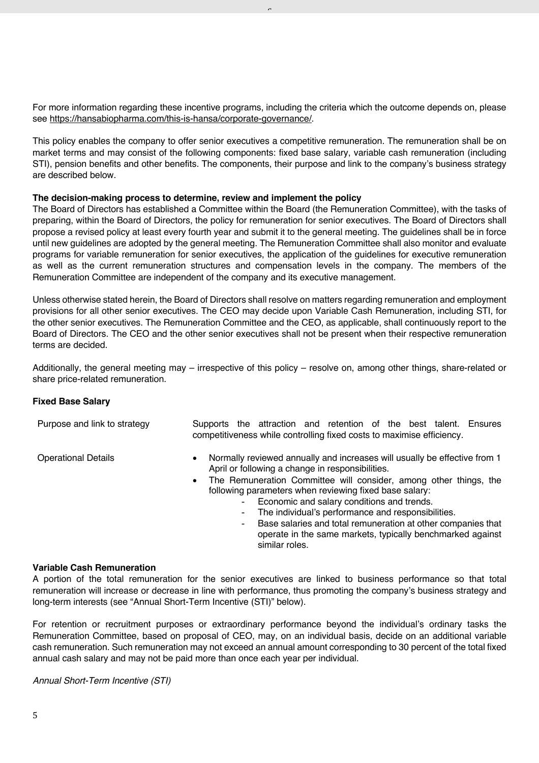For more information regarding these incentive programs, including the criteria which the outcome depends on, please see https://hansabiopharma.com/this-is-hansa/corporate-governance/.

This policy enables the company to offer senior executives a competitive remuneration. The remuneration shall be on market terms and may consist of the following components: fixed base salary, variable cash remuneration (including STI), pension benefits and other benefits. The components, their purpose and link to the company's business strategy are described below.

**The decision-making process to determine, review and implement the policy**

The Board of Directors has established a Committee within the Board (the Remuneration Committee), with the tasks of preparing, within the Board of Directors, the policy for remuneration for senior executives. The Board of Directors shall propose a revised policy at least every fourth year and submit it to the general meeting. The guidelines shall be in force until new guidelines are adopted by the general meeting. The Remuneration Committee shall also monitor and evaluate programs for variable remuneration for senior executives, the application of the guidelines for executive remuneration as well as the current remuneration structures and compensation levels in the company. The members of the Remuneration Committee are independent of the company and its executive management.

Unless otherwise stated herein, the Board of Directors shall resolve on matters regarding remuneration and employment provisions for all other senior executives. The CEO may decide upon Variable Cash Remuneration, including STI, for the other senior executives. The Remuneration Committee and the CEO, as applicable, shall continuously report to the Board of Directors. The CEO and the other senior executives shall not be present when their respective remuneration terms are decided.

Additionally, the general meeting may – irrespective of this policy – resolve on, among other things, share-related or share price-related remuneration.

**Fixed Base Salary**

| | |
|---|---|
| Purpose and link to strategy | Supports the attraction and retention of the best talent. Ensures competitiveness while controlling fixed costs to maximise efficiency. |
| Operational Details | • Normally reviewed annually and increases will usually be effective from 1 April or following a change in responsibilities.<br>• The Remuneration Committee will consider, among other things, the following parameters when reviewing fixed base salary:<br>- Economic and salary conditions and trends.<br>- The individual's performance and responsibilities.<br>- Base salaries and total remuneration at other companies that operate in the same markets, typically benchmarked against similar roles. |

**Variable Cash Remuneration**

A portion of the total remuneration for the senior executives are linked to business performance so that total remuneration will increase or decrease in line with performance, thus promoting the company's business strategy and long-term interests (see "Annual Short-Term Incentive (STI)" below).

For retention or recruitment purposes or extraordinary performance beyond the individual's ordinary tasks the Remuneration Committee, based on proposal of CEO, may, on an individual basis, decide on an additional variable cash remuneration. Such remuneration may not exceed an annual amount corresponding to 30 percent of the total fixed annual cash salary and may not be paid more than once each year per individual.

*Annual Short-Term Incentive (STI)*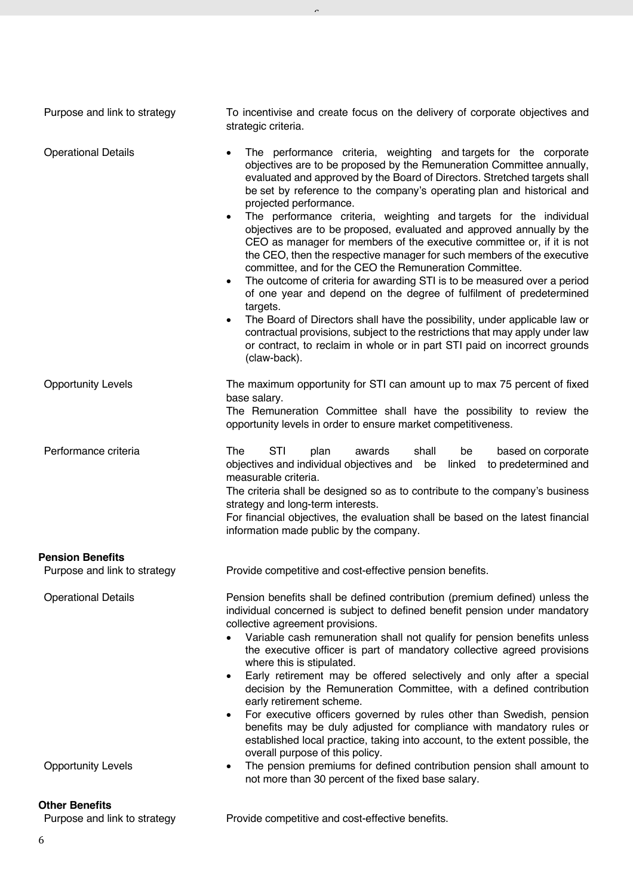| | |
|---|---|
| Purpose and link to strategy | To incentivise and create focus on the delivery of corporate objectives and strategic criteria. |
| Operational Details | • The performance criteria, weighting and targets for the corporate objectives are to be proposed by the Remuneration Committee annually, evaluated and approved by the Board of Directors. Stretched targets shall be set by reference to the company's operating plan and historical and projected performance.<br>• The performance criteria, weighting and targets for the individual objectives are to be proposed, evaluated and approved annually by the CEO as manager for members of the executive committee or, if it is not the CEO, then the respective manager for such members of the executive committee, and for the CEO the Remuneration Committee.<br>• The outcome of criteria for awarding STI is to be measured over a period of one year and depend on the degree of fulfilment of predetermined targets.<br>• The Board of Directors shall have the possibility, under applicable law or contractual provisions, subject to the restrictions that may apply under law or contract, to reclaim in whole or in part STI paid on incorrect grounds (claw-back). |
| Opportunity Levels | The maximum opportunity for STI can amount up to max 75 percent of fixed base salary.<br>The Remuneration Committee shall have the possibility to review the opportunity levels in order to ensure market competitiveness. |
| Performance criteria | The STI plan awards shall be based on corporate objectives and individual objectives and be linked to predetermined and measurable criteria.<br>The criteria shall be designed so as to contribute to the company's business strategy and long-term interests.<br>For financial objectives, the evaluation shall be based on the latest financial information made public by the company. |

**Pension Benefits**

| | |
|---|---|
| Purpose and link to strategy | Provide competitive and cost-effective pension benefits. |
| Operational Details | Pension benefits shall be defined contribution (premium defined) unless the individual concerned is subject to defined benefit pension under mandatory collective agreement provisions.<br>• Variable cash remuneration shall not qualify for pension benefits unless the executive officer is part of mandatory collective agreed provisions where this is stipulated.<br>• Early retirement may be offered selectively and only after a special decision by the Remuneration Committee, with a defined contribution early retirement scheme.<br>• For executive officers governed by rules other than Swedish, pension benefits may be duly adjusted for compliance with mandatory rules or established local practice, taking into account, to the extent possible, the overall purpose of this policy. |
| Opportunity Levels | • The pension premiums for defined contribution pension shall amount to not more than 30 percent of the fixed base salary. |

**Other Benefits**

| | |
|---|---|
| Purpose and link to strategy | Provide competitive and cost-effective benefits. |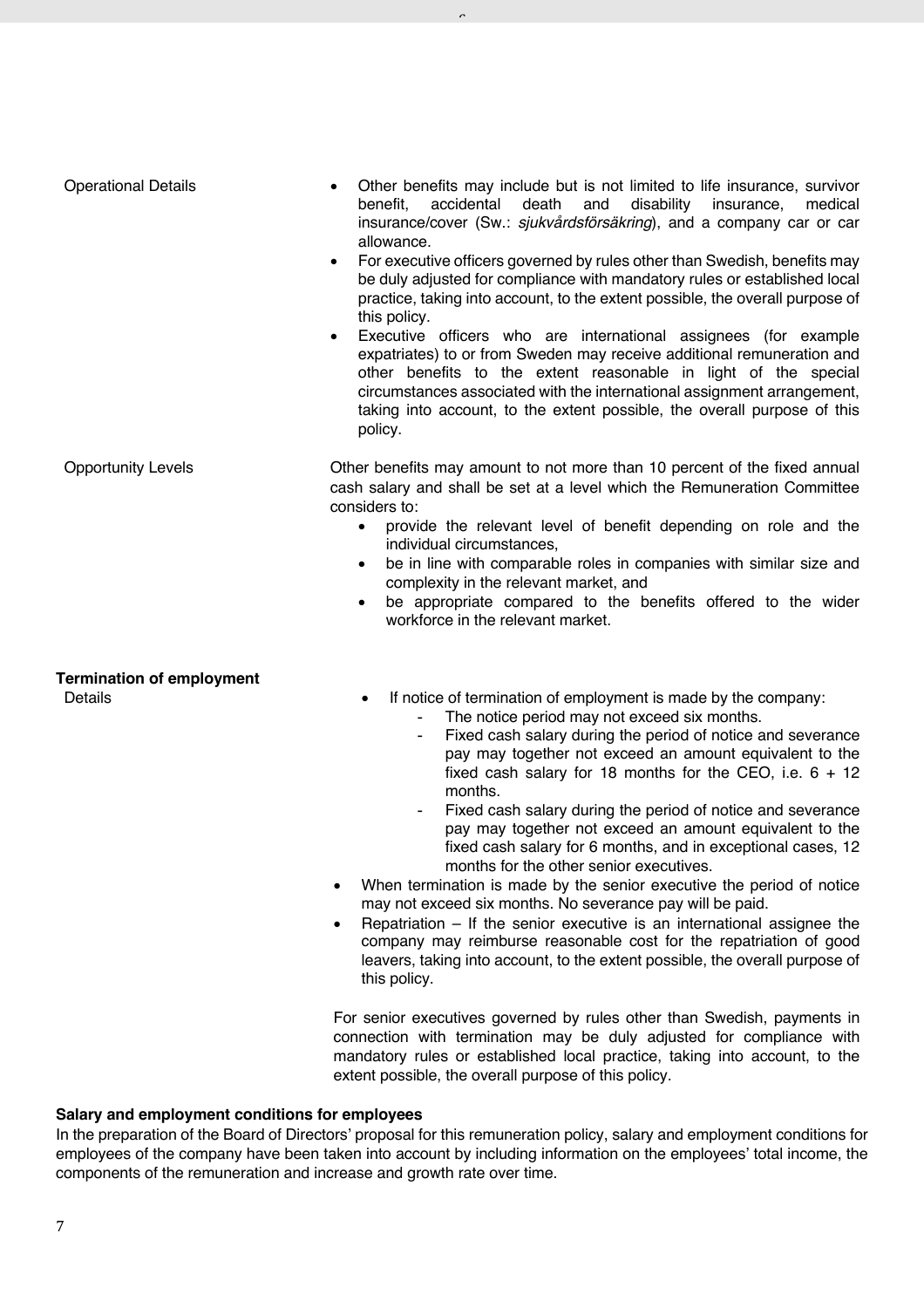| | |
|---|---|
| Operational Details | • Other benefits may include but is not limited to life insurance, survivor benefit, accidental death and disability insurance, medical insurance/cover (Sw.: *sjukvårdsförsäkring*), and a company car or car allowance.<br>• For executive officers governed by rules other than Swedish, benefits may be duly adjusted for compliance with mandatory rules or established local practice, taking into account, to the extent possible, the overall purpose of this policy.<br>• Executive officers who are international assignees (for example expatriates) to or from Sweden may receive additional remuneration and other benefits to the extent reasonable in light of the special circumstances associated with the international assignment arrangement, taking into account, to the extent possible, the overall purpose of this policy. |
| Opportunity Levels | Other benefits may amount to not more than 10 percent of the fixed annual cash salary and shall be set at a level which the Remuneration Committee considers to:<br>• provide the relevant level of benefit depending on role and the individual circumstances,<br>• be in line with comparable roles in companies with similar size and complexity in the relevant market, and<br>• be appropriate compared to the benefits offered to the wider workforce in the relevant market. |

**Termination of employment**

| | |
|---|---|
| Details | • If notice of termination of employment is made by the company:<br>- The notice period may not exceed six months.<br>- Fixed cash salary during the period of notice and severance pay may together not exceed an amount equivalent to the fixed cash salary for 18 months for the CEO, i.e. 6 + 12 months.<br>- Fixed cash salary during the period of notice and severance pay may together not exceed an amount equivalent to the fixed cash salary for 6 months, and in exceptional cases, 12 months for the other senior executives.<br>• When termination is made by the senior executive the period of notice may not exceed six months. No severance pay will be paid.<br>• Repatriation – If the senior executive is an international assignee the company may reimburse reasonable cost for the repatriation of good leavers, taking into account, to the extent possible, the overall purpose of this policy.<br><br>For senior executives governed by rules other than Swedish, payments in connection with termination may be duly adjusted for compliance with mandatory rules or established local practice, taking into account, to the extent possible, the overall purpose of this policy. |

**Salary and employment conditions for employees**

In the preparation of the Board of Directors' proposal for this remuneration policy, salary and employment conditions for employees of the company have been taken into account by including information on the employees' total income, the components of the remuneration and increase and growth rate over time.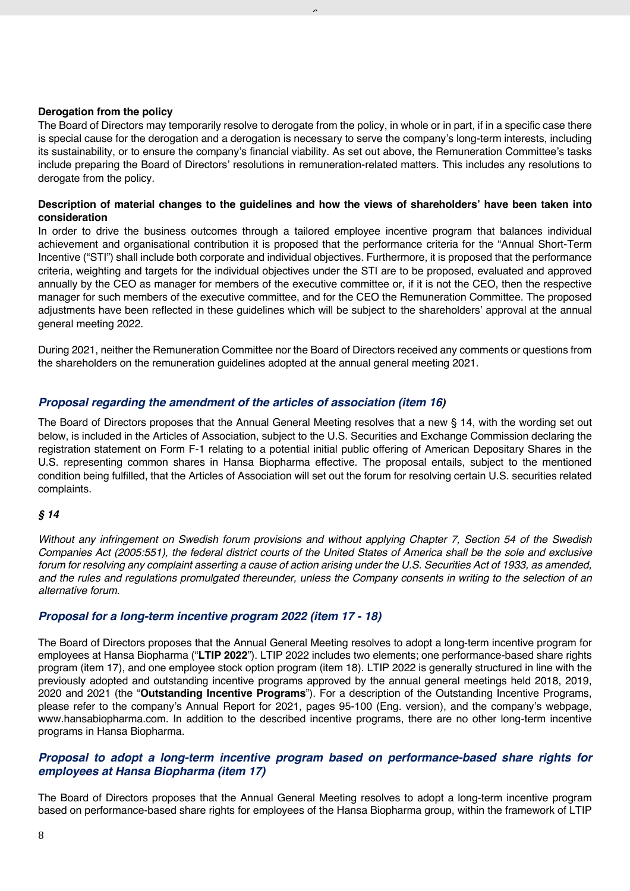**Derogation from the policy**

The Board of Directors may temporarily resolve to derogate from the policy, in whole or in part, if in a specific case there is special cause for the derogation and a derogation is necessary to serve the company's long-term interests, including its sustainability, or to ensure the company's financial viability. As set out above, the Remuneration Committee's tasks include preparing the Board of Directors' resolutions in remuneration-related matters. This includes any resolutions to derogate from the policy.

**Description of material changes to the guidelines and how the views of shareholders' have been taken into consideration**

In order to drive the business outcomes through a tailored employee incentive program that balances individual achievement and organisational contribution it is proposed that the performance criteria for the "Annual Short-Term Incentive ("STI") shall include both corporate and individual objectives. Furthermore, it is proposed that the performance criteria, weighting and targets for the individual objectives under the STI are to be proposed, evaluated and approved annually by the CEO as manager for members of the executive committee or, if it is not the CEO, then the respective manager for such members of the executive committee, and for the CEO the Remuneration Committee. The proposed adjustments have been reflected in these guidelines which will be subject to the shareholders' approval at the annual general meeting 2022.

During 2021, neither the Remuneration Committee nor the Board of Directors received any comments or questions from the shareholders on the remuneration guidelines adopted at the annual general meeting 2021.

### *Proposal regarding the amendment of the articles of association (item 16)*

The Board of Directors proposes that the Annual General Meeting resolves that a new § 14, with the wording set out below, is included in the Articles of Association, subject to the U.S. Securities and Exchange Commission declaring the registration statement on Form F-1 relating to a potential initial public offering of American Depositary Shares in the U.S. representing common shares in Hansa Biopharma effective. The proposal entails, subject to the mentioned condition being fulfilled, that the Articles of Association will set out the forum for resolving certain U.S. securities related complaints.

***§ 14***

*Without any infringement on Swedish forum provisions and without applying Chapter 7, Section 54 of the Swedish Companies Act (2005:551), the federal district courts of the United States of America shall be the sole and exclusive forum for resolving any complaint asserting a cause of action arising under the U.S. Securities Act of 1933, as amended, and the rules and regulations promulgated thereunder, unless the Company consents in writing to the selection of an alternative forum.*

### *Proposal for a long-term incentive program 2022 (item 17 - 18)*

The Board of Directors proposes that the Annual General Meeting resolves to adopt a long-term incentive program for employees at Hansa Biopharma ("**LTIP 2022**"). LTIP 2022 includes two elements; one performance-based share rights program (item 17), and one employee stock option program (item 18). LTIP 2022 is generally structured in line with the previously adopted and outstanding incentive programs approved by the annual general meetings held 2018, 2019, 2020 and 2021 (the "**Outstanding Incentive Programs**"). For a description of the Outstanding Incentive Programs, please refer to the company's Annual Report for 2021, pages 95-100 (Eng. version), and the company's webpage, www.hansabiopharma.com. In addition to the described incentive programs, there are no other long-term incentive programs in Hansa Biopharma.

### *Proposal to adopt a long-term incentive program based on performance-based share rights for employees at Hansa Biopharma (item 17)*

The Board of Directors proposes that the Annual General Meeting resolves to adopt a long-term incentive program based on performance-based share rights for employees of the Hansa Biopharma group, within the framework of LTIP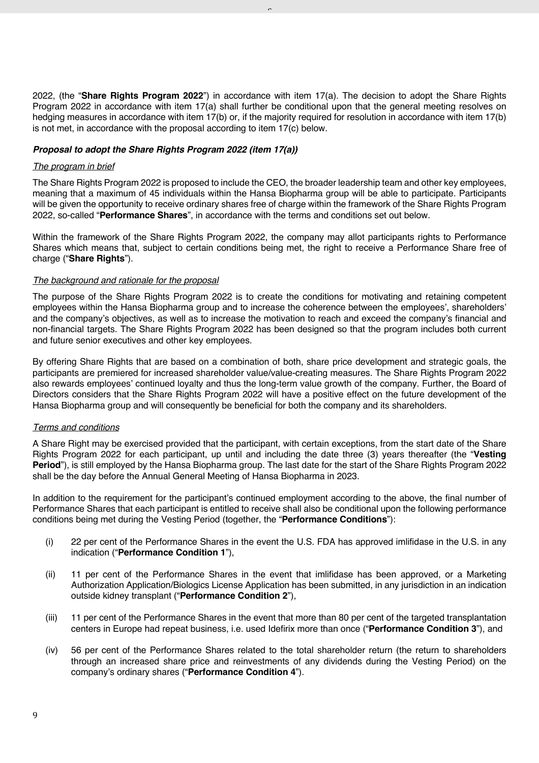2022, (the "**Share Rights Program 2022**") in accordance with item 17(a). The decision to adopt the Share Rights Program 2022 in accordance with item 17(a) shall further be conditional upon that the general meeting resolves on hedging measures in accordance with item 17(b) or, if the majority required for resolution in accordance with item 17(b) is not met, in accordance with the proposal according to item 17(c) below.

***Proposal to adopt the Share Rights Program 2022 (item 17(a))***

*The program in brief*

The Share Rights Program 2022 is proposed to include the CEO, the broader leadership team and other key employees, meaning that a maximum of 45 individuals within the Hansa Biopharma group will be able to participate. Participants will be given the opportunity to receive ordinary shares free of charge within the framework of the Share Rights Program 2022, so-called "**Performance Shares**", in accordance with the terms and conditions set out below.

Within the framework of the Share Rights Program 2022, the company may allot participants rights to Performance Shares which means that, subject to certain conditions being met, the right to receive a Performance Share free of charge ("**Share Rights**").

*The background and rationale for the proposal*

The purpose of the Share Rights Program 2022 is to create the conditions for motivating and retaining competent employees within the Hansa Biopharma group and to increase the coherence between the employees', shareholders' and the company's objectives, as well as to increase the motivation to reach and exceed the company's financial and non-financial targets. The Share Rights Program 2022 has been designed so that the program includes both current and future senior executives and other key employees.

By offering Share Rights that are based on a combination of both, share price development and strategic goals, the participants are premiered for increased shareholder value/value-creating measures. The Share Rights Program 2022 also rewards employees' continued loyalty and thus the long-term value growth of the company. Further, the Board of Directors considers that the Share Rights Program 2022 will have a positive effect on the future development of the Hansa Biopharma group and will consequently be beneficial for both the company and its shareholders.

*Terms and conditions*

A Share Right may be exercised provided that the participant, with certain exceptions, from the start date of the Share Rights Program 2022 for each participant, up until and including the date three (3) years thereafter (the "**Vesting Period**"), is still employed by the Hansa Biopharma group. The last date for the start of the Share Rights Program 2022 shall be the day before the Annual General Meeting of Hansa Biopharma in 2023.

In addition to the requirement for the participant's continued employment according to the above, the final number of Performance Shares that each participant is entitled to receive shall also be conditional upon the following performance conditions being met during the Vesting Period (together, the "**Performance Conditions**"):

(i) 22 per cent of the Performance Shares in the event the U.S. FDA has approved imlifidase in the U.S. in any indication ("**Performance Condition 1**"),

(ii) 11 per cent of the Performance Shares in the event that imlifidase has been approved, or a Marketing Authorization Application/Biologics License Application has been submitted, in any jurisdiction in an indication outside kidney transplant ("**Performance Condition 2**"),

(iii) 11 per cent of the Performance Shares in the event that more than 80 per cent of the targeted transplantation centers in Europe had repeat business, i.e. used Idefirix more than once ("**Performance Condition 3**"), and

(iv) 56 per cent of the Performance Shares related to the total shareholder return (the return to shareholders through an increased share price and reinvestments of any dividends during the Vesting Period) on the company's ordinary shares ("**Performance Condition 4**").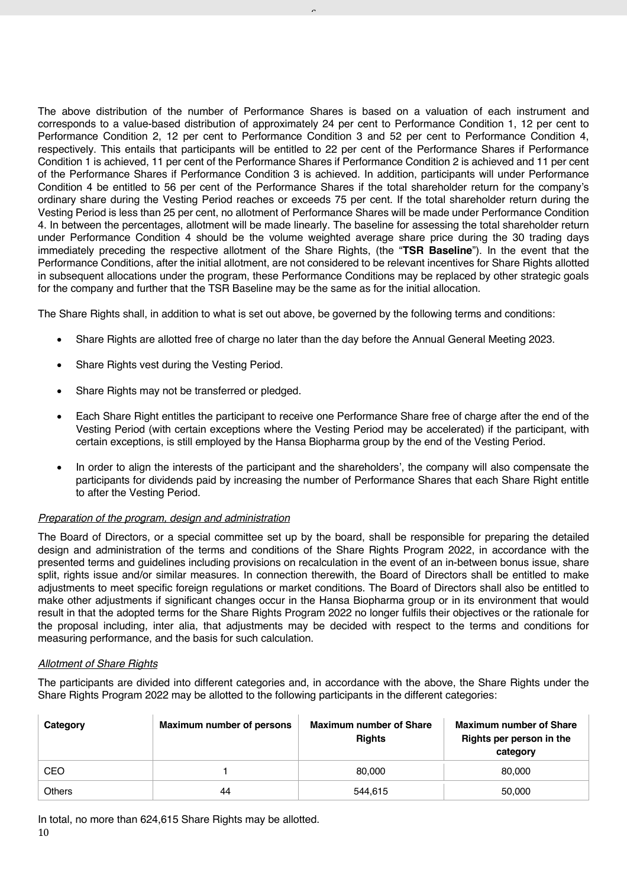The above distribution of the number of Performance Shares is based on a valuation of each instrument and corresponds to a value-based distribution of approximately 24 per cent to Performance Condition 1, 12 per cent to Performance Condition 2, 12 per cent to Performance Condition 3 and 52 per cent to Performance Condition 4, respectively. This entails that participants will be entitled to 22 per cent of the Performance Shares if Performance Condition 1 is achieved, 11 per cent of the Performance Shares if Performance Condition 2 is achieved and 11 per cent of the Performance Shares if Performance Condition 3 is achieved. In addition, participants will under Performance Condition 4 be entitled to 56 per cent of the Performance Shares if the total shareholder return for the company's ordinary share during the Vesting Period reaches or exceeds 75 per cent. If the total shareholder return during the Vesting Period is less than 25 per cent, no allotment of Performance Shares will be made under Performance Condition 4. In between the percentages, allotment will be made linearly. The baseline for assessing the total shareholder return under Performance Condition 4 should be the volume weighted average share price during the 30 trading days immediately preceding the respective allotment of the Share Rights, (the "**TSR Baseline**"). In the event that the Performance Conditions, after the initial allotment, are not considered to be relevant incentives for Share Rights allotted in subsequent allocations under the program, these Performance Conditions may be replaced by other strategic goals for the company and further that the TSR Baseline may be the same as for the initial allocation.

The Share Rights shall, in addition to what is set out above, be governed by the following terms and conditions:

- Share Rights are allotted free of charge no later than the day before the Annual General Meeting 2023.
- Share Rights vest during the Vesting Period.
- Share Rights may not be transferred or pledged.
- Each Share Right entitles the participant to receive one Performance Share free of charge after the end of the Vesting Period (with certain exceptions where the Vesting Period may be accelerated) if the participant, with certain exceptions, is still employed by the Hansa Biopharma group by the end of the Vesting Period.
- In order to align the interests of the participant and the shareholders', the company will also compensate the participants for dividends paid by increasing the number of Performance Shares that each Share Right entitle to after the Vesting Period.

*Preparation of the program, design and administration*

The Board of Directors, or a special committee set up by the board, shall be responsible for preparing the detailed design and administration of the terms and conditions of the Share Rights Program 2022, in accordance with the presented terms and guidelines including provisions on recalculation in the event of an in-between bonus issue, share split, rights issue and/or similar measures. In connection therewith, the Board of Directors shall be entitled to make adjustments to meet specific foreign regulations or market conditions. The Board of Directors shall also be entitled to make other adjustments if significant changes occur in the Hansa Biopharma group or in its environment that would result in that the adopted terms for the Share Rights Program 2022 no longer fulfils their objectives or the rationale for the proposal including, inter alia, that adjustments may be decided with respect to the terms and conditions for measuring performance, and the basis for such calculation.

*Allotment of Share Rights*

The participants are divided into different categories and, in accordance with the above, the Share Rights under the Share Rights Program 2022 may be allotted to the following participants in the different categories:

| Category | Maximum number of persons | Maximum number of Share Rights | Maximum number of Share Rights per person in the category |
|---|---|---|---|
| CEO | 1 | 80,000 | 80,000 |
| Others | 44 | 544,615 | 50,000 |

In total, no more than 624,615 Share Rights may be allotted.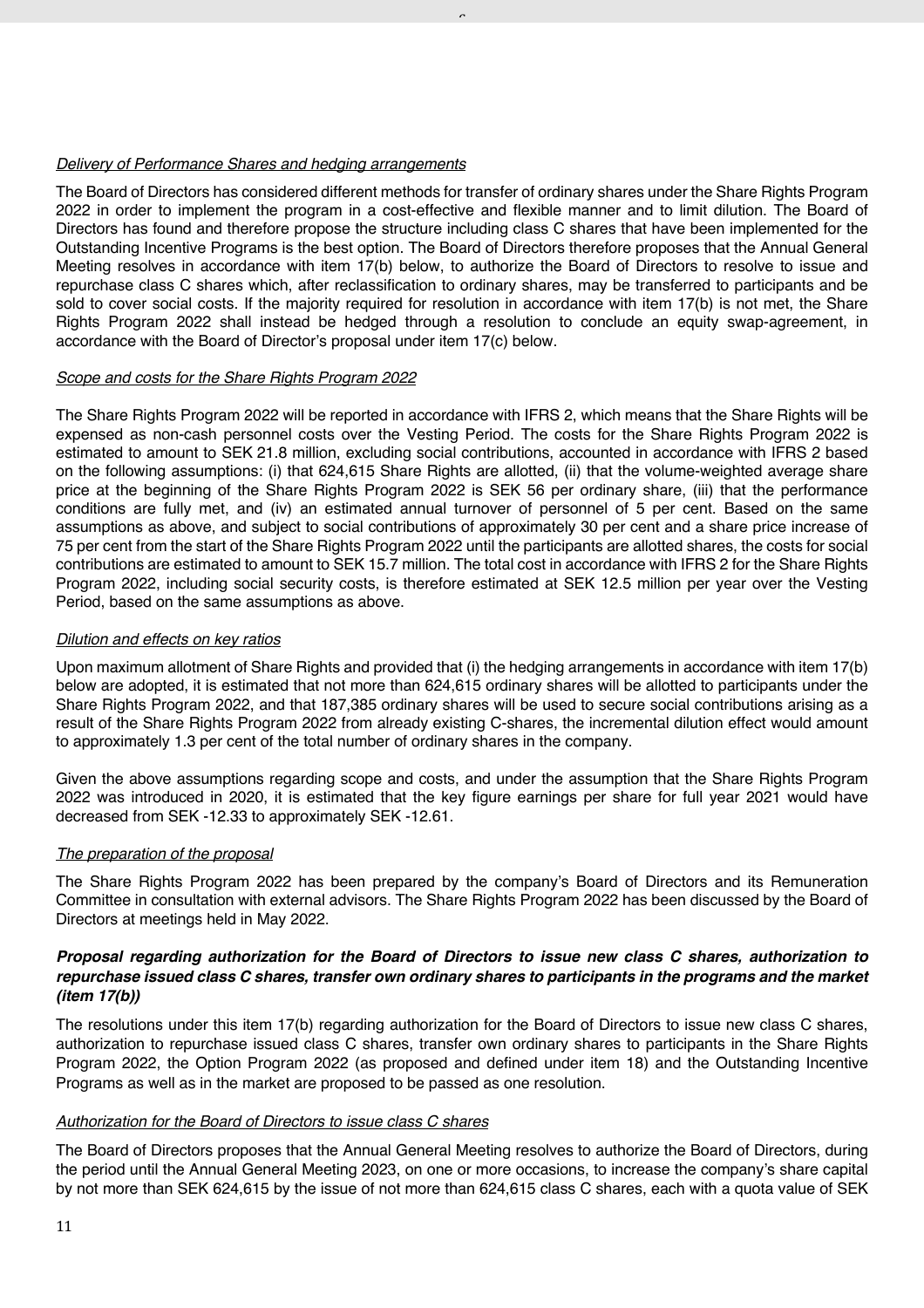*Delivery of Performance Shares and hedging arrangements*

The Board of Directors has considered different methods for transfer of ordinary shares under the Share Rights Program 2022 in order to implement the program in a cost-effective and flexible manner and to limit dilution. The Board of Directors has found and therefore propose the structure including class C shares that have been implemented for the Outstanding Incentive Programs is the best option. The Board of Directors therefore proposes that the Annual General Meeting resolves in accordance with item 17(b) below, to authorize the Board of Directors to resolve to issue and repurchase class C shares which, after reclassification to ordinary shares, may be transferred to participants and be sold to cover social costs. If the majority required for resolution in accordance with item 17(b) is not met, the Share Rights Program 2022 shall instead be hedged through a resolution to conclude an equity swap-agreement, in accordance with the Board of Director's proposal under item 17(c) below.

*Scope and costs for the Share Rights Program 2022*

The Share Rights Program 2022 will be reported in accordance with IFRS 2, which means that the Share Rights will be expensed as non-cash personnel costs over the Vesting Period. The costs for the Share Rights Program 2022 is estimated to amount to SEK 21.8 million, excluding social contributions, accounted in accordance with IFRS 2 based on the following assumptions: (i) that 624,615 Share Rights are allotted, (ii) that the volume-weighted average share price at the beginning of the Share Rights Program 2022 is SEK 56 per ordinary share, (iii) that the performance conditions are fully met, and (iv) an estimated annual turnover of personnel of 5 per cent. Based on the same assumptions as above, and subject to social contributions of approximately 30 per cent and a share price increase of 75 per cent from the start of the Share Rights Program 2022 until the participants are allotted shares, the costs for social contributions are estimated to amount to SEK 15.7 million. The total cost in accordance with IFRS 2 for the Share Rights Program 2022, including social security costs, is therefore estimated at SEK 12.5 million per year over the Vesting Period, based on the same assumptions as above.

*Dilution and effects on key ratios*

Upon maximum allotment of Share Rights and provided that (i) the hedging arrangements in accordance with item 17(b) below are adopted, it is estimated that not more than 624,615 ordinary shares will be allotted to participants under the Share Rights Program 2022, and that 187,385 ordinary shares will be used to secure social contributions arising as a result of the Share Rights Program 2022 from already existing C-shares, the incremental dilution effect would amount to approximately 1.3 per cent of the total number of ordinary shares in the company.

Given the above assumptions regarding scope and costs, and under the assumption that the Share Rights Program 2022 was introduced in 2020, it is estimated that the key figure earnings per share for full year 2021 would have decreased from SEK -12.33 to approximately SEK -12.61.

*The preparation of the proposal*

The Share Rights Program 2022 has been prepared by the company's Board of Directors and its Remuneration Committee in consultation with external advisors. The Share Rights Program 2022 has been discussed by the Board of Directors at meetings held in May 2022.

***Proposal regarding authorization for the Board of Directors to issue new class C shares, authorization to repurchase issued class C shares, transfer own ordinary shares to participants in the programs and the market (item 17(b))***

The resolutions under this item 17(b) regarding authorization for the Board of Directors to issue new class C shares, authorization to repurchase issued class C shares, transfer own ordinary shares to participants in the Share Rights Program 2022, the Option Program 2022 (as proposed and defined under item 18) and the Outstanding Incentive Programs as well as in the market are proposed to be passed as one resolution.

*Authorization for the Board of Directors to issue class C shares*

The Board of Directors proposes that the Annual General Meeting resolves to authorize the Board of Directors, during the period until the Annual General Meeting 2023, on one or more occasions, to increase the company's share capital by not more than SEK 624,615 by the issue of not more than 624,615 class C shares, each with a quota value of SEK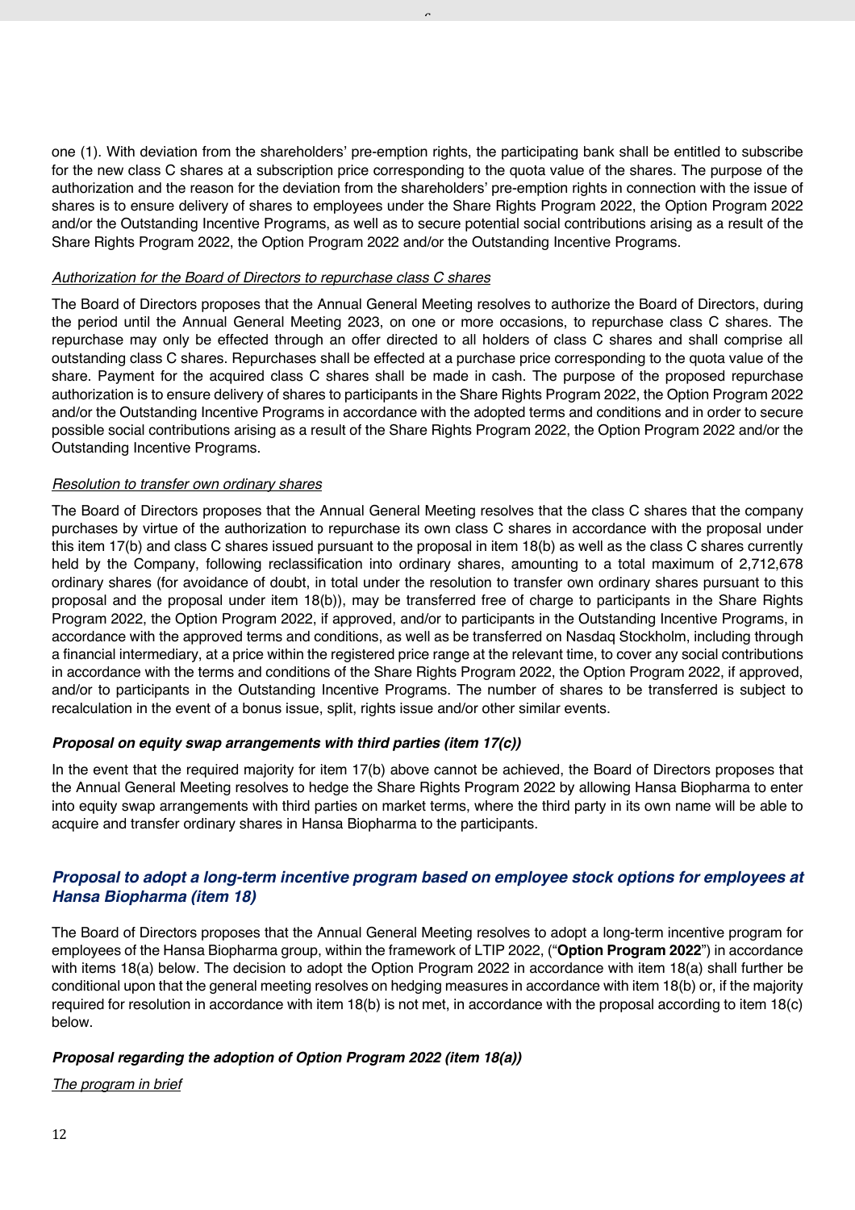one (1). With deviation from the shareholders' pre-emption rights, the participating bank shall be entitled to subscribe for the new class C shares at a subscription price corresponding to the quota value of the shares. The purpose of the authorization and the reason for the deviation from the shareholders' pre-emption rights in connection with the issue of shares is to ensure delivery of shares to employees under the Share Rights Program 2022, the Option Program 2022 and/or the Outstanding Incentive Programs, as well as to secure potential social contributions arising as a result of the Share Rights Program 2022, the Option Program 2022 and/or the Outstanding Incentive Programs.

_Authorization for the Board of Directors to repurchase class C shares_

The Board of Directors proposes that the Annual General Meeting resolves to authorize the Board of Directors, during the period until the Annual General Meeting 2023, on one or more occasions, to repurchase class C shares. The repurchase may only be effected through an offer directed to all holders of class C shares and shall comprise all outstanding class C shares. Repurchases shall be effected at a purchase price corresponding to the quota value of the share. Payment for the acquired class C shares shall be made in cash. The purpose of the proposed repurchase authorization is to ensure delivery of shares to participants in the Share Rights Program 2022, the Option Program 2022 and/or the Outstanding Incentive Programs in accordance with the adopted terms and conditions and in order to secure possible social contributions arising as a result of the Share Rights Program 2022, the Option Program 2022 and/or the Outstanding Incentive Programs.

_Resolution to transfer own ordinary shares_

The Board of Directors proposes that the Annual General Meeting resolves that the class C shares that the company purchases by virtue of the authorization to repurchase its own class C shares in accordance with the proposal under this item 17(b) and class C shares issued pursuant to the proposal in item 18(b) as well as the class C shares currently held by the Company, following reclassification into ordinary shares, amounting to a total maximum of 2,712,678 ordinary shares (for avoidance of doubt, in total under the resolution to transfer own ordinary shares pursuant to this proposal and the proposal under item 18(b)), may be transferred free of charge to participants in the Share Rights Program 2022, the Option Program 2022, if approved, and/or to participants in the Outstanding Incentive Programs, in accordance with the approved terms and conditions, as well as be transferred on Nasdaq Stockholm, including through a financial intermediary, at a price within the registered price range at the relevant time, to cover any social contributions in accordance with the terms and conditions of the Share Rights Program 2022, the Option Program 2022, if approved, and/or to participants in the Outstanding Incentive Programs. The number of shares to be transferred is subject to recalculation in the event of a bonus issue, split, rights issue and/or other similar events.

***Proposal on equity swap arrangements with third parties (item 17(c))***

In the event that the required majority for item 17(b) above cannot be achieved, the Board of Directors proposes that the Annual General Meeting resolves to hedge the Share Rights Program 2022 by allowing Hansa Biopharma to enter into equity swap arrangements with third parties on market terms, where the third party in its own name will be able to acquire and transfer ordinary shares in Hansa Biopharma to the participants.

## *Proposal to adopt a long-term incentive program based on employee stock options for employees at Hansa Biopharma (item 18)*

The Board of Directors proposes that the Annual General Meeting resolves to adopt a long-term incentive program for employees of the Hansa Biopharma group, within the framework of LTIP 2022, ("**Option Program 2022**") in accordance with items 18(a) below. The decision to adopt the Option Program 2022 in accordance with item 18(a) shall further be conditional upon that the general meeting resolves on hedging measures in accordance with item 18(b) or, if the majority required for resolution in accordance with item 18(b) is not met, in accordance with the proposal according to item 18(c) below.

***Proposal regarding the adoption of Option Program 2022 (item 18(a))***

_The program in brief_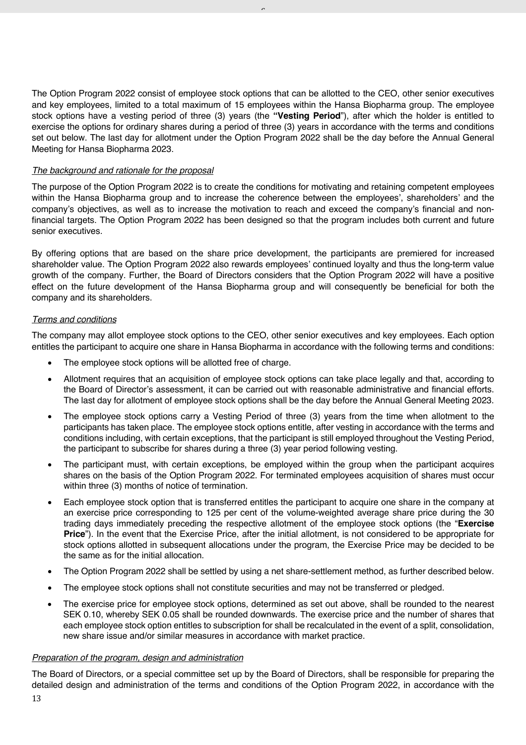The Option Program 2022 consist of employee stock options that can be allotted to the CEO, other senior executives and key employees, limited to a total maximum of 15 employees within the Hansa Biopharma group. The employee stock options have a vesting period of three (3) years (the **"Vesting Period"**), after which the holder is entitled to exercise the options for ordinary shares during a period of three (3) years in accordance with the terms and conditions set out below. The last day for allotment under the Option Program 2022 shall be the day before the Annual General Meeting for Hansa Biopharma 2023.

*The background and rationale for the proposal*

The purpose of the Option Program 2022 is to create the conditions for motivating and retaining competent employees within the Hansa Biopharma group and to increase the coherence between the employees', shareholders' and the company's objectives, as well as to increase the motivation to reach and exceed the company's financial and non-financial targets. The Option Program 2022 has been designed so that the program includes both current and future senior executives.

By offering options that are based on the share price development, the participants are premiered for increased shareholder value. The Option Program 2022 also rewards employees' continued loyalty and thus the long-term value growth of the company. Further, the Board of Directors considers that the Option Program 2022 will have a positive effect on the future development of the Hansa Biopharma group and will consequently be beneficial for both the company and its shareholders.

*Terms and conditions*

The company may allot employee stock options to the CEO, other senior executives and key employees. Each option entitles the participant to acquire one share in Hansa Biopharma in accordance with the following terms and conditions:

- The employee stock options will be allotted free of charge.
- Allotment requires that an acquisition of employee stock options can take place legally and that, according to the Board of Director's assessment, it can be carried out with reasonable administrative and financial efforts. The last day for allotment of employee stock options shall be the day before the Annual General Meeting 2023.
- The employee stock options carry a Vesting Period of three (3) years from the time when allotment to the participants has taken place. The employee stock options entitle, after vesting in accordance with the terms and conditions including, with certain exceptions, that the participant is still employed throughout the Vesting Period, the participant to subscribe for shares during a three (3) year period following vesting.
- The participant must, with certain exceptions, be employed within the group when the participant acquires shares on the basis of the Option Program 2022. For terminated employees acquisition of shares must occur within three (3) months of notice of termination.
- Each employee stock option that is transferred entitles the participant to acquire one share in the company at an exercise price corresponding to 125 per cent of the volume-weighted average share price during the 30 trading days immediately preceding the respective allotment of the employee stock options (the "**Exercise Price**"). In the event that the Exercise Price, after the initial allotment, is not considered to be appropriate for stock options allotted in subsequent allocations under the program, the Exercise Price may be decided to be the same as for the initial allocation.
- The Option Program 2022 shall be settled by using a net share-settlement method, as further described below.
- The employee stock options shall not constitute securities and may not be transferred or pledged.
- The exercise price for employee stock options, determined as set out above, shall be rounded to the nearest SEK 0.10, whereby SEK 0.05 shall be rounded downwards. The exercise price and the number of shares that each employee stock option entitles to subscription for shall be recalculated in the event of a split, consolidation, new share issue and/or similar measures in accordance with market practice.

*Preparation of the program, design and administration*

The Board of Directors, or a special committee set up by the Board of Directors, shall be responsible for preparing the detailed design and administration of the terms and conditions of the Option Program 2022, in accordance with the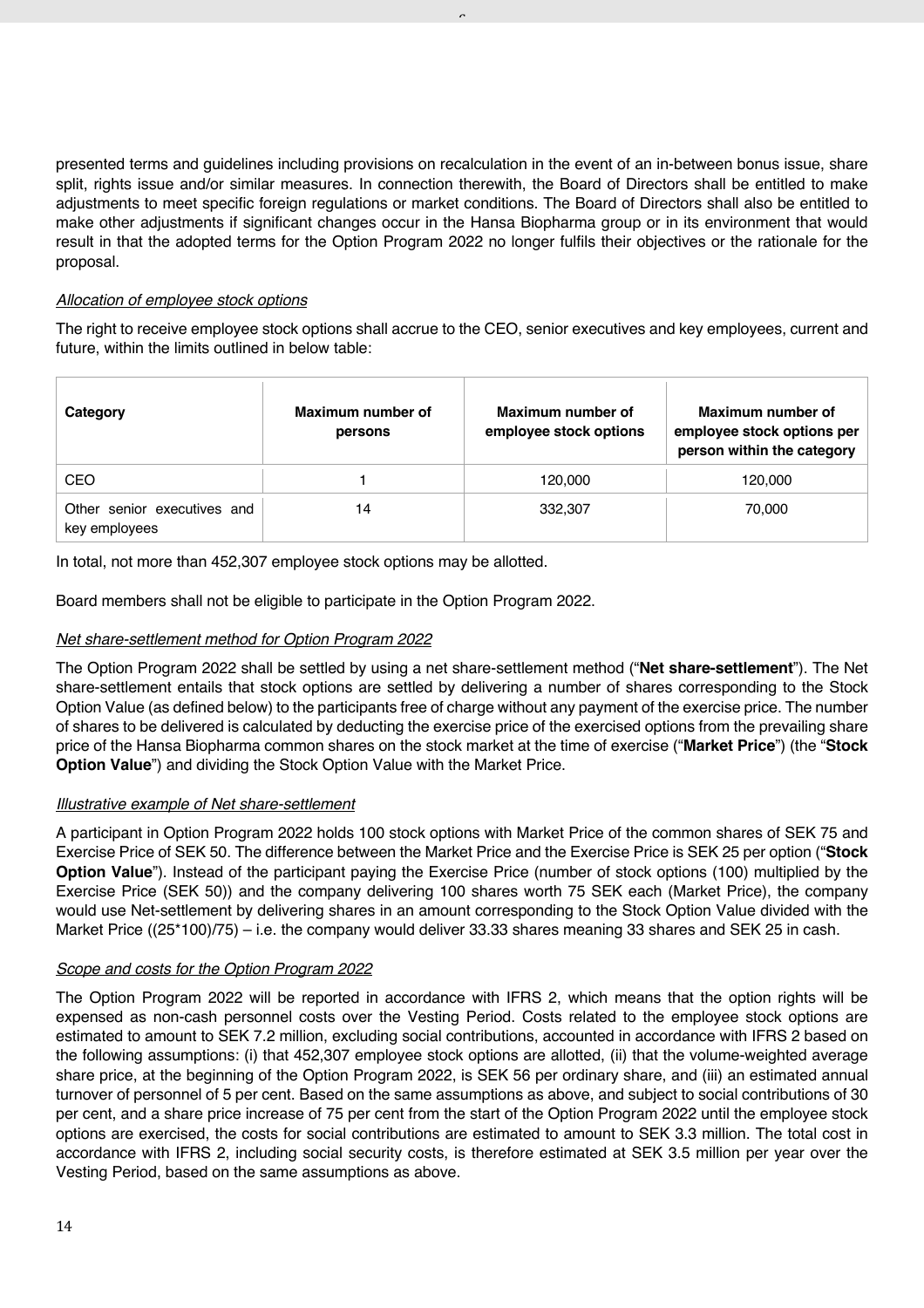presented terms and guidelines including provisions on recalculation in the event of an in-between bonus issue, share split, rights issue and/or similar measures. In connection therewith, the Board of Directors shall be entitled to make adjustments to meet specific foreign regulations or market conditions. The Board of Directors shall also be entitled to make other adjustments if significant changes occur in the Hansa Biopharma group or in its environment that would result in that the adopted terms for the Option Program 2022 no longer fulfils their objectives or the rationale for the proposal.

*Allocation of employee stock options*

The right to receive employee stock options shall accrue to the CEO, senior executives and key employees, current and future, within the limits outlined in below table:

| Category | Maximum number of persons | Maximum number of employee stock options | Maximum number of employee stock options per person within the category |
|---|---|---|---|
| CEO | 1 | 120,000 | 120,000 |
| Other senior executives and key employees | 14 | 332,307 | 70,000 |

In total, not more than 452,307 employee stock options may be allotted.

Board members shall not be eligible to participate in the Option Program 2022.

*Net share-settlement method for Option Program 2022*

The Option Program 2022 shall be settled by using a net share-settlement method ("**Net share-settlement**"). The Net share-settlement entails that stock options are settled by delivering a number of shares corresponding to the Stock Option Value (as defined below) to the participants free of charge without any payment of the exercise price. The number of shares to be delivered is calculated by deducting the exercise price of the exercised options from the prevailing share price of the Hansa Biopharma common shares on the stock market at the time of exercise ("**Market Price**") (the "**Stock Option Value**") and dividing the Stock Option Value with the Market Price.

*Illustrative example of Net share-settlement*

A participant in Option Program 2022 holds 100 stock options with Market Price of the common shares of SEK 75 and Exercise Price of SEK 50. The difference between the Market Price and the Exercise Price is SEK 25 per option ("**Stock Option Value**"). Instead of the participant paying the Exercise Price (number of stock options (100) multiplied by the Exercise Price (SEK 50)) and the company delivering 100 shares worth 75 SEK each (Market Price), the company would use Net-settlement by delivering shares in an amount corresponding to the Stock Option Value divided with the Market Price ((25*100)/75) – i.e. the company would deliver 33.33 shares meaning 33 shares and SEK 25 in cash.

*Scope and costs for the Option Program 2022*

The Option Program 2022 will be reported in accordance with IFRS 2, which means that the option rights will be expensed as non-cash personnel costs over the Vesting Period. Costs related to the employee stock options are estimated to amount to SEK 7.2 million, excluding social contributions, accounted in accordance with IFRS 2 based on the following assumptions: (i) that 452,307 employee stock options are allotted, (ii) that the volume-weighted average share price, at the beginning of the Option Program 2022, is SEK 56 per ordinary share, and (iii) an estimated annual turnover of personnel of 5 per cent. Based on the same assumptions as above, and subject to social contributions of 30 per cent, and a share price increase of 75 per cent from the start of the Option Program 2022 until the employee stock options are exercised, the costs for social contributions are estimated to amount to SEK 3.3 million. The total cost in accordance with IFRS 2, including social security costs, is therefore estimated at SEK 3.5 million per year over the Vesting Period, based on the same assumptions as above.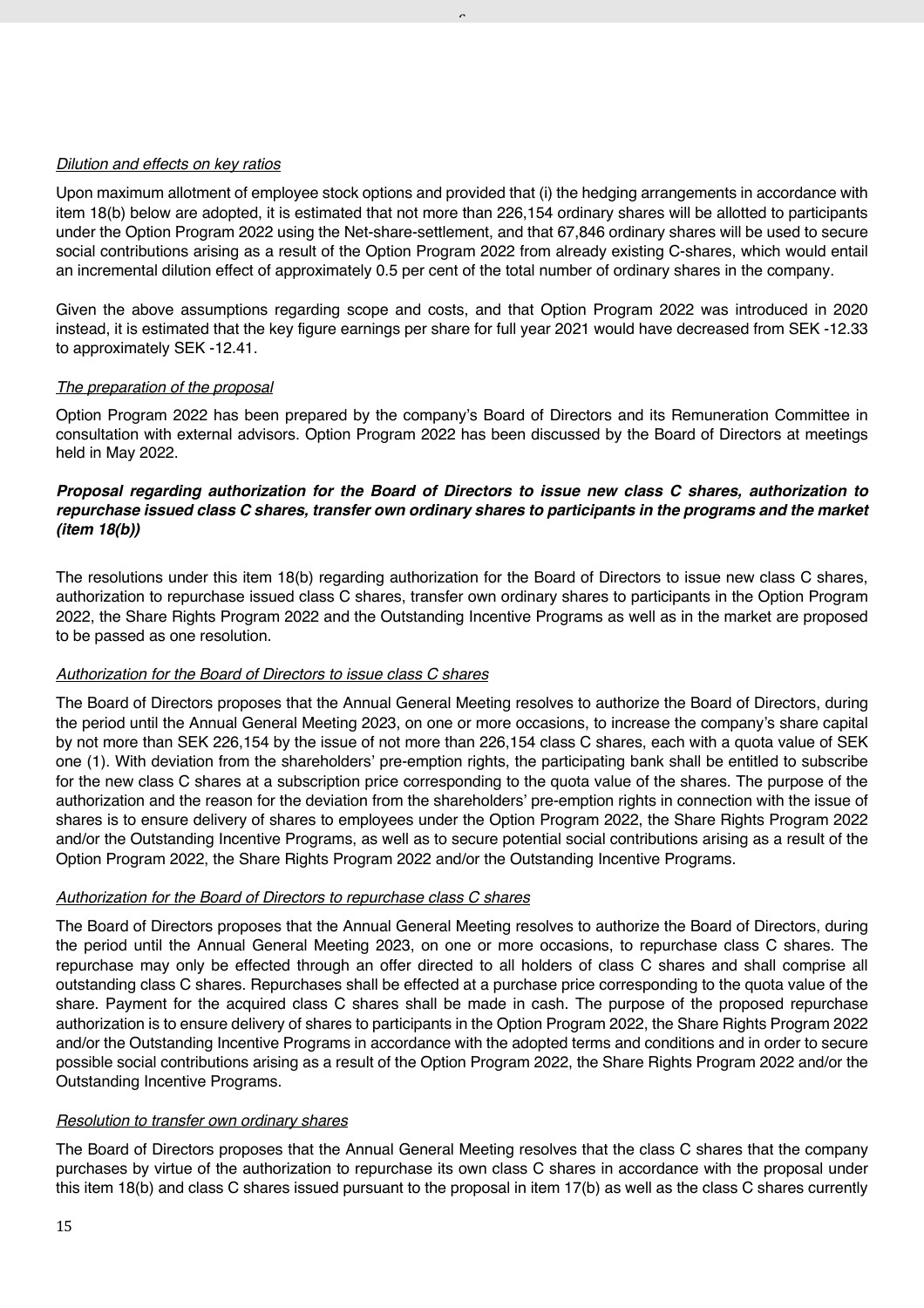*Dilution and effects on key ratios*

Upon maximum allotment of employee stock options and provided that (i) the hedging arrangements in accordance with item 18(b) below are adopted, it is estimated that not more than 226,154 ordinary shares will be allotted to participants under the Option Program 2022 using the Net-share-settlement, and that 67,846 ordinary shares will be used to secure social contributions arising as a result of the Option Program 2022 from already existing C-shares, which would entail an incremental dilution effect of approximately 0.5 per cent of the total number of ordinary shares in the company.

Given the above assumptions regarding scope and costs, and that Option Program 2022 was introduced in 2020 instead, it is estimated that the key figure earnings per share for full year 2021 would have decreased from SEK -12.33 to approximately SEK -12.41.

*The preparation of the proposal*

Option Program 2022 has been prepared by the company's Board of Directors and its Remuneration Committee in consultation with external advisors. Option Program 2022 has been discussed by the Board of Directors at meetings held in May 2022.

***Proposal regarding authorization for the Board of Directors to issue new class C shares, authorization to repurchase issued class C shares, transfer own ordinary shares to participants in the programs and the market (item 18(b))***

The resolutions under this item 18(b) regarding authorization for the Board of Directors to issue new class C shares, authorization to repurchase issued class C shares, transfer own ordinary shares to participants in the Option Program 2022, the Share Rights Program 2022 and the Outstanding Incentive Programs as well as in the market are proposed to be passed as one resolution.

*Authorization for the Board of Directors to issue class C shares*

The Board of Directors proposes that the Annual General Meeting resolves to authorize the Board of Directors, during the period until the Annual General Meeting 2023, on one or more occasions, to increase the company's share capital by not more than SEK 226,154 by the issue of not more than 226,154 class C shares, each with a quota value of SEK one (1). With deviation from the shareholders' pre-emption rights, the participating bank shall be entitled to subscribe for the new class C shares at a subscription price corresponding to the quota value of the shares. The purpose of the authorization and the reason for the deviation from the shareholders' pre-emption rights in connection with the issue of shares is to ensure delivery of shares to employees under the Option Program 2022, the Share Rights Program 2022 and/or the Outstanding Incentive Programs, as well as to secure potential social contributions arising as a result of the Option Program 2022, the Share Rights Program 2022 and/or the Outstanding Incentive Programs.

*Authorization for the Board of Directors to repurchase class C shares*

The Board of Directors proposes that the Annual General Meeting resolves to authorize the Board of Directors, during the period until the Annual General Meeting 2023, on one or more occasions, to repurchase class C shares. The repurchase may only be effected through an offer directed to all holders of class C shares and shall comprise all outstanding class C shares. Repurchases shall be effected at a purchase price corresponding to the quota value of the share. Payment for the acquired class C shares shall be made in cash. The purpose of the proposed repurchase authorization is to ensure delivery of shares to participants in the Option Program 2022, the Share Rights Program 2022 and/or the Outstanding Incentive Programs in accordance with the adopted terms and conditions and in order to secure possible social contributions arising as a result of the Option Program 2022, the Share Rights Program 2022 and/or the Outstanding Incentive Programs.

*Resolution to transfer own ordinary shares*

The Board of Directors proposes that the Annual General Meeting resolves that the class C shares that the company purchases by virtue of the authorization to repurchase its own class C shares in accordance with the proposal under this item 18(b) and class C shares issued pursuant to the proposal in item 17(b) as well as the class C shares currently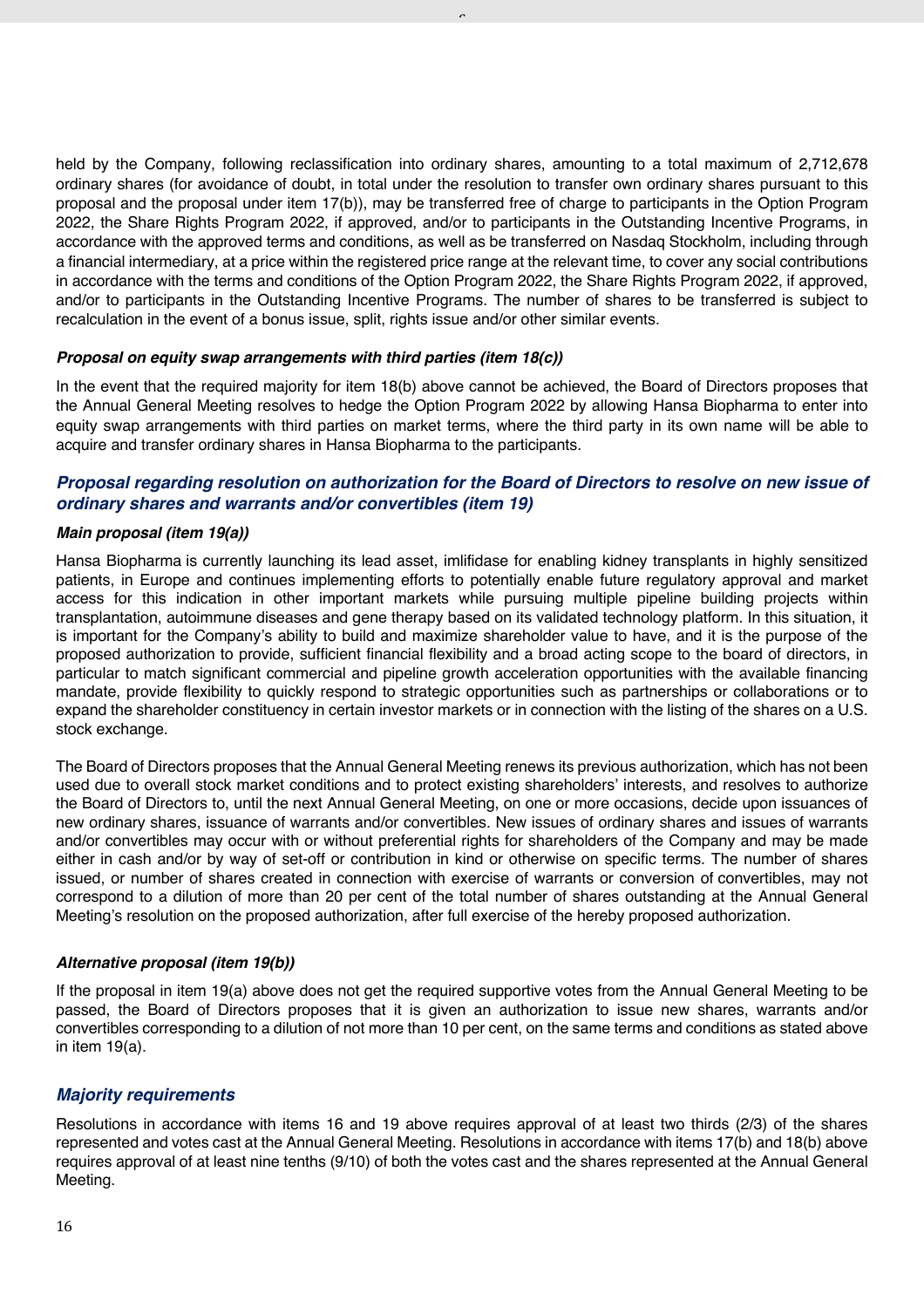held by the Company, following reclassification into ordinary shares, amounting to a total maximum of 2,712,678 ordinary shares (for avoidance of doubt, in total under the resolution to transfer own ordinary shares pursuant to this proposal and the proposal under item 17(b)), may be transferred free of charge to participants in the Option Program 2022, the Share Rights Program 2022, if approved, and/or to participants in the Outstanding Incentive Programs, in accordance with the approved terms and conditions, as well as be transferred on Nasdaq Stockholm, including through a financial intermediary, at a price within the registered price range at the relevant time, to cover any social contributions in accordance with the terms and conditions of the Option Program 2022, the Share Rights Program 2022, if approved, and/or to participants in the Outstanding Incentive Programs. The number of shares to be transferred is subject to recalculation in the event of a bonus issue, split, rights issue and/or other similar events.

#### *Proposal on equity swap arrangements with third parties (item 18(c))*

In the event that the required majority for item 18(b) above cannot be achieved, the Board of Directors proposes that the Annual General Meeting resolves to hedge the Option Program 2022 by allowing Hansa Biopharma to enter into equity swap arrangements with third parties on market terms, where the third party in its own name will be able to acquire and transfer ordinary shares in Hansa Biopharma to the participants.

### *Proposal regarding resolution on authorization for the Board of Directors to resolve on new issue of ordinary shares and warrants and/or convertibles (item 19)*

#### *Main proposal (item 19(a))*

Hansa Biopharma is currently launching its lead asset, imlifidase for enabling kidney transplants in highly sensitized patients, in Europe and continues implementing efforts to potentially enable future regulatory approval and market access for this indication in other important markets while pursuing multiple pipeline building projects within transplantation, autoimmune diseases and gene therapy based on its validated technology platform. In this situation, it is important for the Company's ability to build and maximize shareholder value to have, and it is the purpose of the proposed authorization to provide, sufficient financial flexibility and a broad acting scope to the board of directors, in particular to match significant commercial and pipeline growth acceleration opportunities with the available financing mandate, provide flexibility to quickly respond to strategic opportunities such as partnerships or collaborations or to expand the shareholder constituency in certain investor markets or in connection with the listing of the shares on a U.S. stock exchange.

The Board of Directors proposes that the Annual General Meeting renews its previous authorization, which has not been used due to overall stock market conditions and to protect existing shareholders' interests, and resolves to authorize the Board of Directors to, until the next Annual General Meeting, on one or more occasions, decide upon issuances of new ordinary shares, issuance of warrants and/or convertibles. New issues of ordinary shares and issues of warrants and/or convertibles may occur with or without preferential rights for shareholders of the Company and may be made either in cash and/or by way of set-off or contribution in kind or otherwise on specific terms. The number of shares issued, or number of shares created in connection with exercise of warrants or conversion of convertibles, may not correspond to a dilution of more than 20 per cent of the total number of shares outstanding at the Annual General Meeting's resolution on the proposed authorization, after full exercise of the hereby proposed authorization.

#### *Alternative proposal (item 19(b))*

If the proposal in item 19(a) above does not get the required supportive votes from the Annual General Meeting to be passed, the Board of Directors proposes that it is given an authorization to issue new shares, warrants and/or convertibles corresponding to a dilution of not more than 10 per cent, on the same terms and conditions as stated above in item 19(a).

### *Majority requirements*

Resolutions in accordance with items 16 and 19 above requires approval of at least two thirds (2/3) of the shares represented and votes cast at the Annual General Meeting. Resolutions in accordance with items 17(b) and 18(b) above requires approval of at least nine tenths (9/10) of both the votes cast and the shares represented at the Annual General Meeting.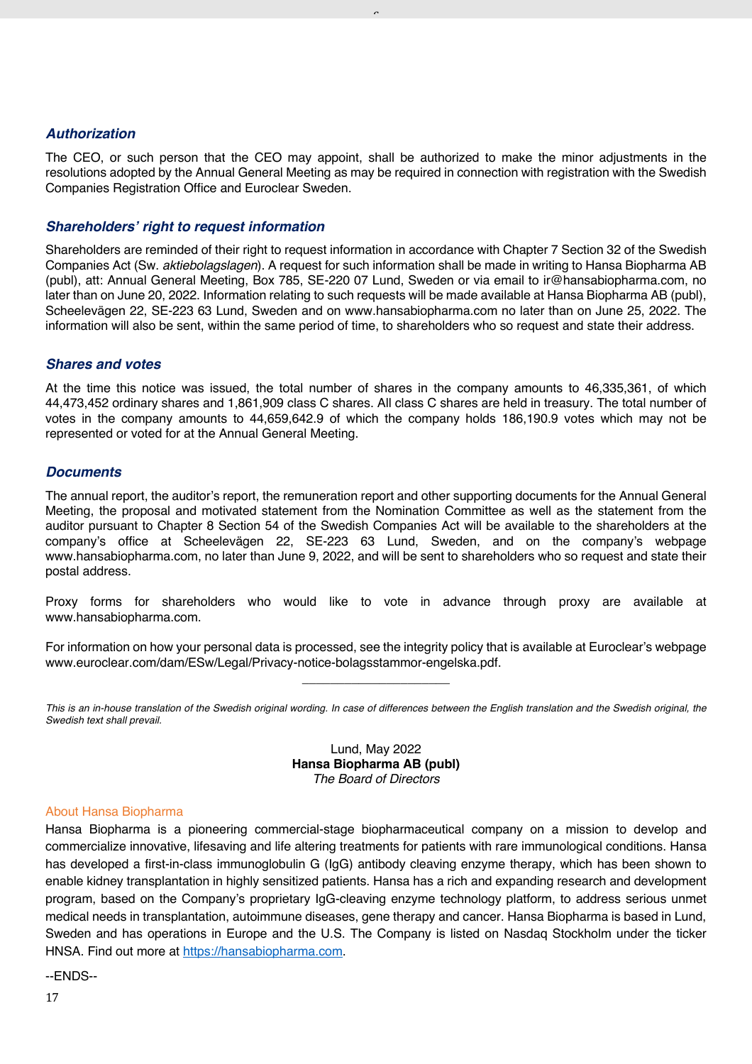### *Authorization*

The CEO, or such person that the CEO may appoint, shall be authorized to make the minor adjustments in the resolutions adopted by the Annual General Meeting as may be required in connection with registration with the Swedish Companies Registration Office and Euroclear Sweden.

### *Shareholders' right to request information*

Shareholders are reminded of their right to request information in accordance with Chapter 7 Section 32 of the Swedish Companies Act (Sw. *aktiebolagslagen*). A request for such information shall be made in writing to Hansa Biopharma AB (publ), att: Annual General Meeting, Box 785, SE-220 07 Lund, Sweden or via email to ir@hansabiopharma.com, no later than on June 20, 2022. Information relating to such requests will be made available at Hansa Biopharma AB (publ), Scheelevägen 22, SE-223 63 Lund, Sweden and on www.hansabiopharma.com no later than on June 25, 2022. The information will also be sent, within the same period of time, to shareholders who so request and state their address.

### *Shares and votes*

At the time this notice was issued, the total number of shares in the company amounts to 46,335,361, of which 44,473,452 ordinary shares and 1,861,909 class C shares. All class C shares are held in treasury. The total number of votes in the company amounts to 44,659,642.9 of which the company holds 186,190.9 votes which may not be represented or voted for at the Annual General Meeting.

### *Documents*

The annual report, the auditor's report, the remuneration report and other supporting documents for the Annual General Meeting, the proposal and motivated statement from the Nomination Committee as well as the statement from the auditor pursuant to Chapter 8 Section 54 of the Swedish Companies Act will be available to the shareholders at the company's office at Scheelevägen 22, SE-223 63 Lund, Sweden, and on the company's webpage www.hansabiopharma.com, no later than June 9, 2022, and will be sent to shareholders who so request and state their postal address.

Proxy forms for shareholders who would like to vote in advance through proxy are available at www.hansabiopharma.com.

For information on how your personal data is processed, see the integrity policy that is available at Euroclear's webpage www.euroclear.com/dam/ESw/Legal/Privacy-notice-bolagsstammor-engelska.pdf.

---

*This is an in-house translation of the Swedish original wording. In case of differences between the English translation and the Swedish original, the Swedish text shall prevail.*

Lund, May 2022
**Hansa Biopharma AB (publ)**
*The Board of Directors*

About Hansa Biopharma

Hansa Biopharma is a pioneering commercial-stage biopharmaceutical company on a mission to develop and commercialize innovative, lifesaving and life altering treatments for patients with rare immunological conditions. Hansa has developed a first-in-class immunoglobulin G (IgG) antibody cleaving enzyme therapy, which has been shown to enable kidney transplantation in highly sensitized patients. Hansa has a rich and expanding research and development program, based on the Company's proprietary IgG-cleaving enzyme technology platform, to address serious unmet medical needs in transplantation, autoimmune diseases, gene therapy and cancer. Hansa Biopharma is based in Lund, Sweden and has operations in Europe and the U.S. The Company is listed on Nasdaq Stockholm under the ticker HNSA. Find out more at [https://hansabiopharma.com](https://hansabiopharma.com).

--ENDS--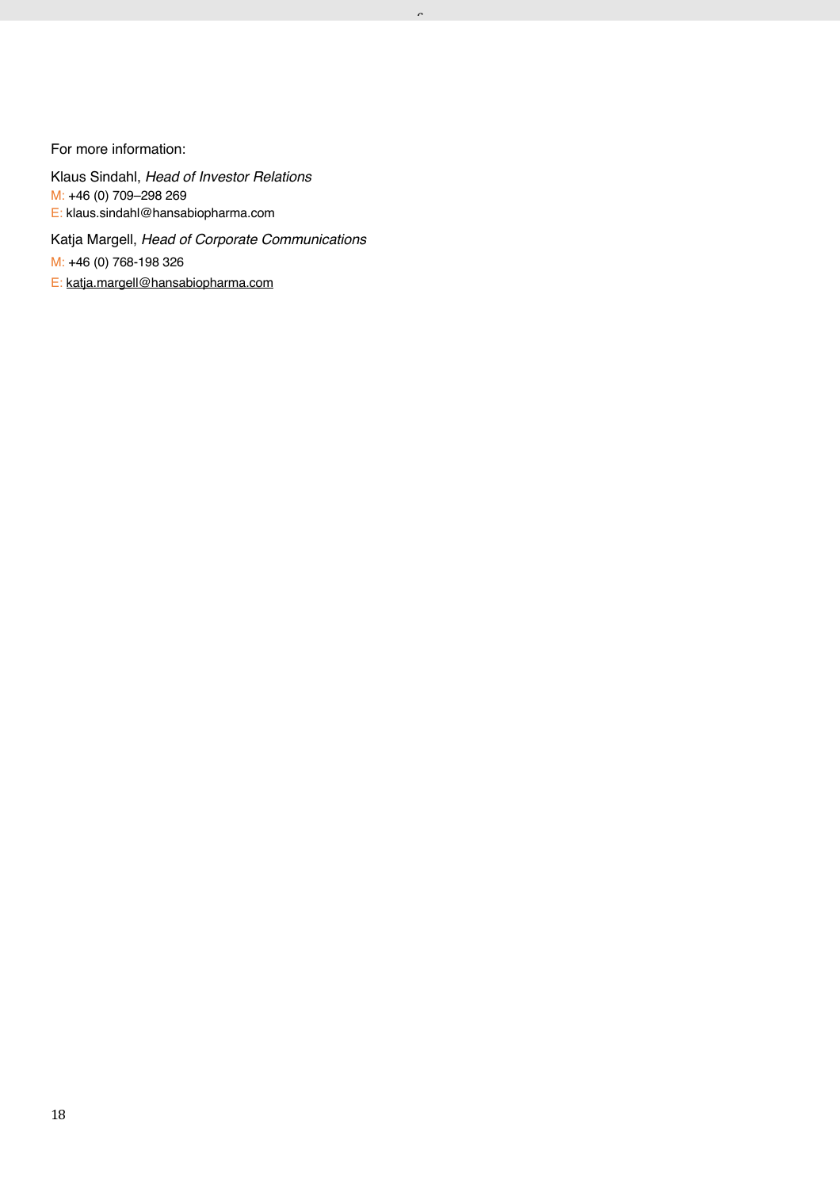For more information:

Klaus Sindahl, *Head of Investor Relations*
M: +46 (0) 709–298 269
E: klaus.sindahl@hansabiopharma.com

Katja Margell, *Head of Corporate Communications*
M: +46 (0) 768-198 326
E: katja.margell@hansabiopharma.com